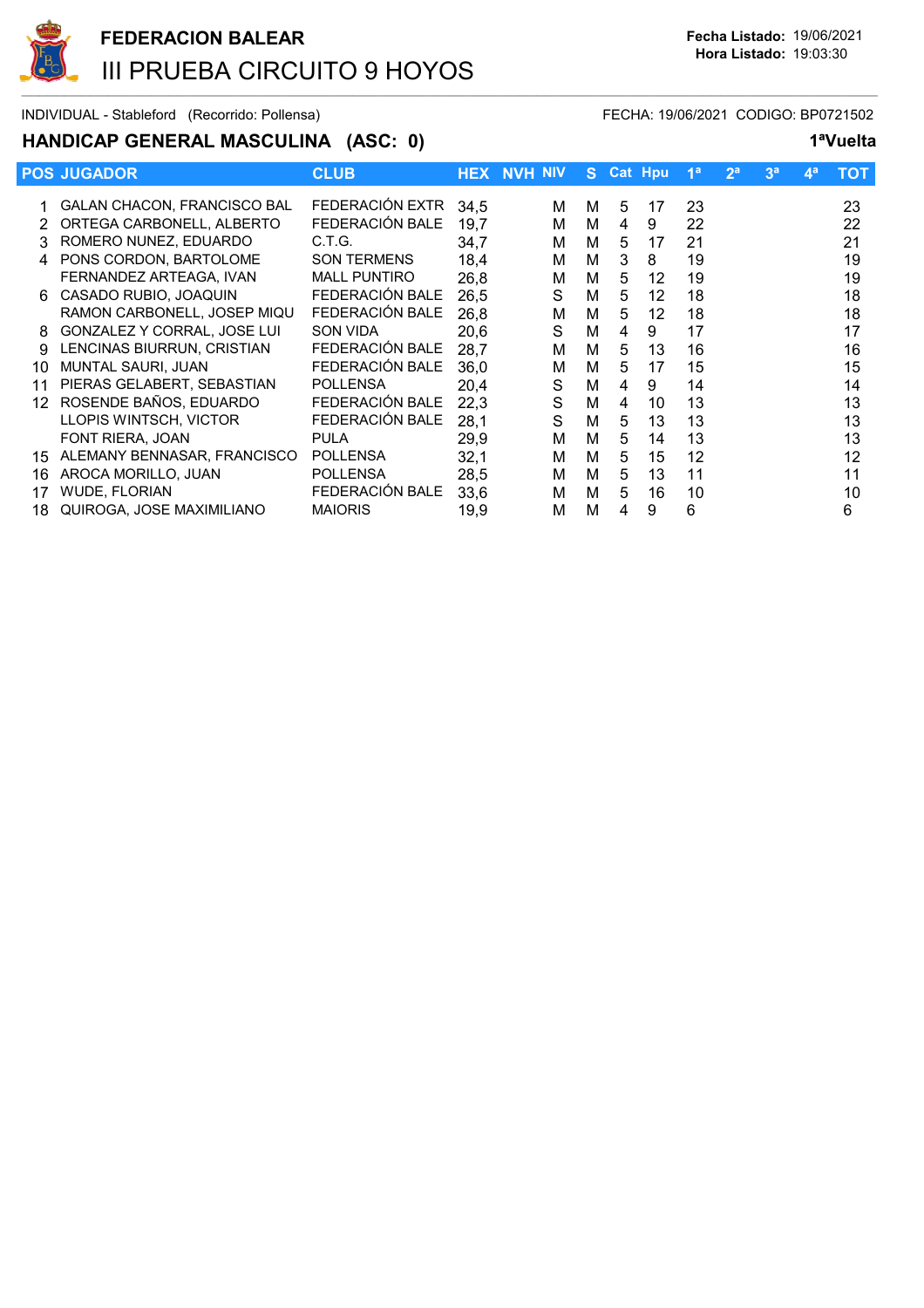# FEDERACION BALEAR

## III PRUEBA CIRCUITO 9 HOYOS

**Fecha Listado:** 19/06/2021
**Hora Listado:** 19:03:30

INDIVIDUAL - Stableford (Recorrido: Pollensa)

FECHA: 19/06/2021 CODIGO: BP0721502

### HANDICAP GENERAL MASCULINA (ASC: 0)

**1ªVuelta**

| POS | JUGADOR | CLUB | HEX | NVH | NIV | S | Cat | Hpu | 1ª | 2ª | 3ª | 4ª | TOT |
|---|---|---|---|---|---|---|---|---|---|---|---|---|---|
| 1 | GALAN CHACON, FRANCISCO BAL | FEDERACIÓN EXTR | 34,5 | | M | M | 5 | 17 | 23 | | | | 23 |
| 2 | ORTEGA CARBONELL, ALBERTO | FEDERACIÓN BALE | 19,7 | | M | M | 4 | 9 | 22 | | | | 22 |
| 3 | ROMERO NUNEZ, EDUARDO | C.T.G. | 34,7 | | M | M | 5 | 17 | 21 | | | | 21 |
| 4 | PONS CORDON, BARTOLOME | SON TERMENS | 18,4 | | M | M | 3 | 8 | 19 | | | | 19 |
| | FERNANDEZ ARTEAGA, IVAN | MALL PUNTIRO | 26,8 | | M | M | 5 | 12 | 19 | | | | 19 |
| 6 | CASADO RUBIO, JOAQUIN | FEDERACIÓN BALE | 26,5 | | S | M | 5 | 12 | 18 | | | | 18 |
| | RAMON CARBONELL, JOSEP MIQU | FEDERACIÓN BALE | 26,8 | | M | M | 5 | 12 | 18 | | | | 18 |
| 8 | GONZALEZ Y CORRAL, JOSE LUI | SON VIDA | 20,6 | | S | M | 4 | 9 | 17 | | | | 17 |
| 9 | LENCINAS BIURRUN, CRISTIAN | FEDERACIÓN BALE | 28,7 | | M | M | 5 | 13 | 16 | | | | 16 |
| 10 | MUNTAL SAURI, JUAN | FEDERACIÓN BALE | 36,0 | | M | M | 5 | 17 | 15 | | | | 15 |
| 11 | PIERAS GELABERT, SEBASTIAN | POLLENSA | 20,4 | | S | M | 4 | 9 | 14 | | | | 14 |
| 12 | ROSENDE BAÑOS, EDUARDO | FEDERACIÓN BALE | 22,3 | | S | M | 4 | 10 | 13 | | | | 13 |
| | LLOPIS WINTSCH, VICTOR | FEDERACIÓN BALE | 28,1 | | S | M | 5 | 13 | 13 | | | | 13 |
| | FONT RIERA, JOAN | PULA | 29,9 | | M | M | 5 | 14 | 13 | | | | 13 |
| 15 | ALEMANY BENNASAR, FRANCISCO | POLLENSA | 32,1 | | M | M | 5 | 15 | 12 | | | | 12 |
| 16 | AROCA MORILLO, JUAN | POLLENSA | 28,5 | | M | M | 5 | 13 | 11 | | | | 11 |
| 17 | WUDE, FLORIAN | FEDERACIÓN BALE | 33,6 | | M | M | 5 | 16 | 10 | | | | 10 |
| 18 | QUIROGA, JOSE MAXIMILIANO | MAIORIS | 19,9 | | M | M | 4 | 9 | 6 | | | | 6 |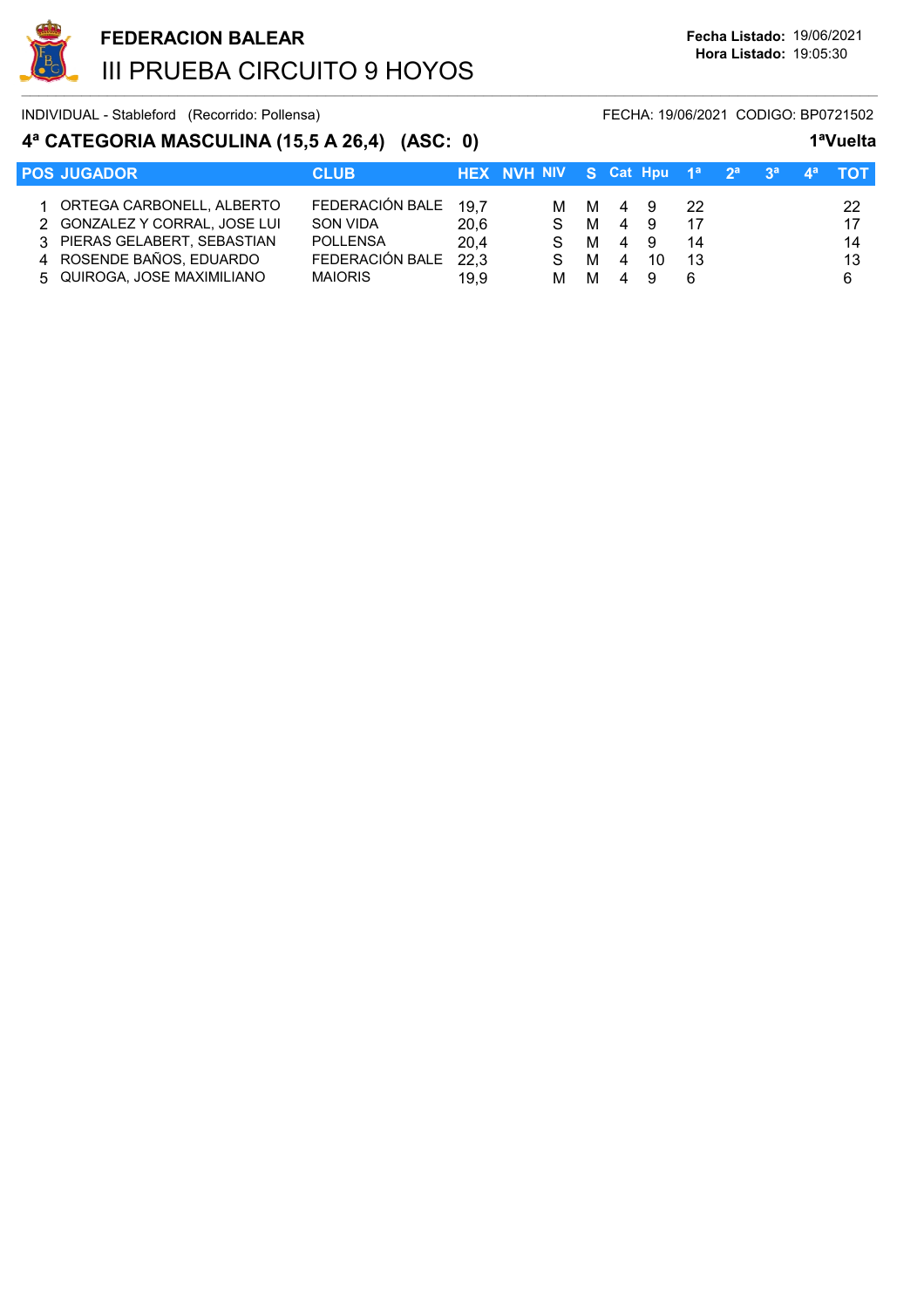# FEDERACION BALEAR

## III PRUEBA CIRCUITO 9 HOYOS

**Fecha Listado:** 19/06/2021
**Hora Listado:** 19:05:30

INDIVIDUAL - Stableford (Recorrido: Pollensa) FECHA: 19/06/2021 CODIGO: BP0721502

### 4ª CATEGORIA MASCULINA (15,5 A 26,4) (ASC: 0) 1ªVuelta

| POS | JUGADOR | CLUB | HEX | NVH | NIV | S | Cat | Hpu | 1ª | 2ª | 3ª | 4ª | TOT |
|---|---|---|---|---|---|---|---|---|---|---|---|---|---|
| 1 | ORTEGA CARBONELL, ALBERTO | FEDERACIÓN BALE | 19,7 | | M | M | 4 | 9 | 22 | | | | 22 |
| 2 | GONZALEZ Y CORRAL, JOSE LUI | SON VIDA | 20,6 | | S | M | 4 | 9 | 17 | | | | 17 |
| 3 | PIERAS GELABERT, SEBASTIAN | POLLENSA | 20,4 | | S | M | 4 | 9 | 14 | | | | 14 |
| 4 | ROSENDE BAÑOS, EDUARDO | FEDERACIÓN BALE | 22,3 | | S | M | 4 | 10 | 13 | | | | 13 |
| 5 | QUIROGA, JOSE MAXIMILIANO | MAIORIS | 19,9 | | M | M | 4 | 9 | 6 | | | | 6 |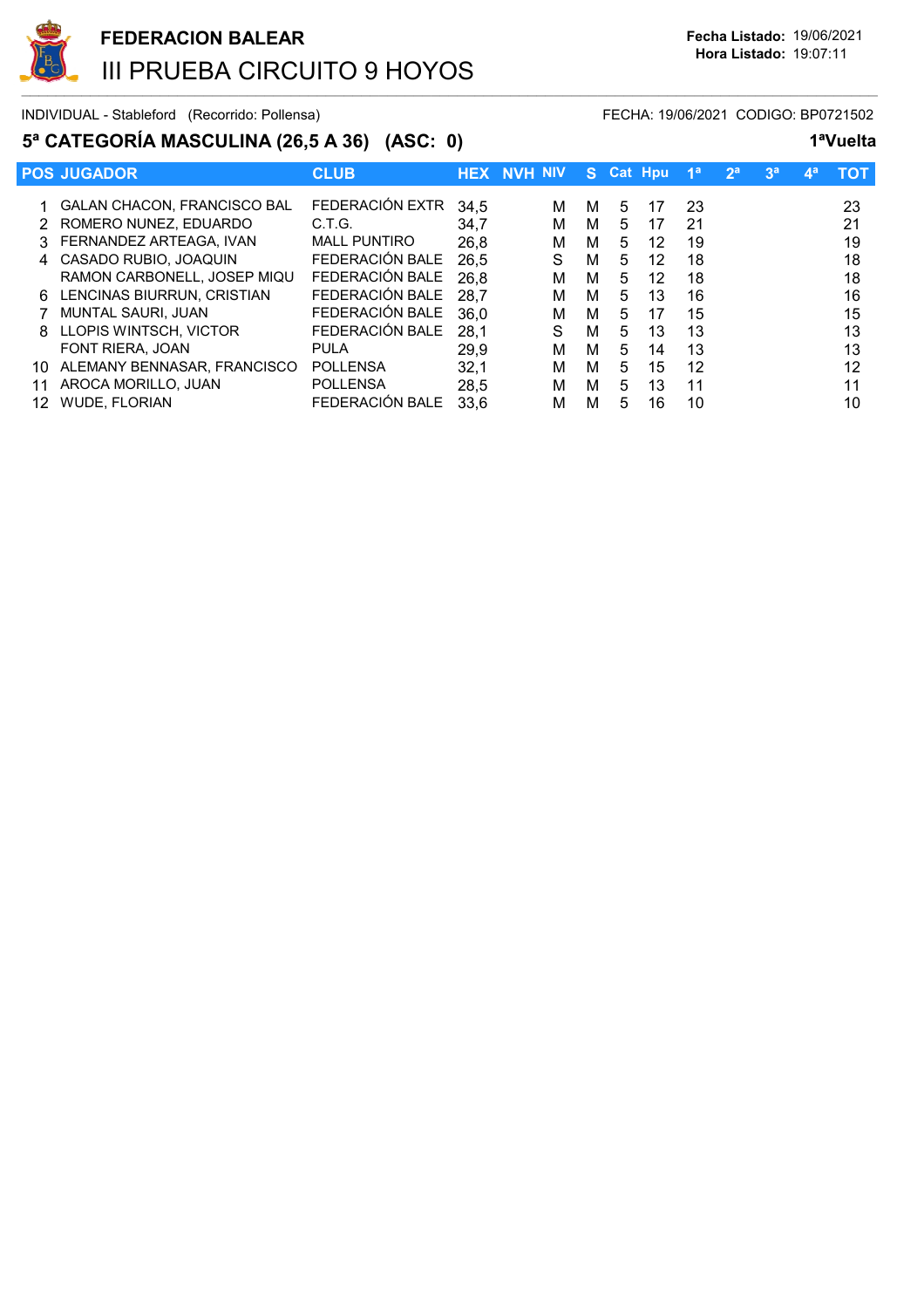# FEDERACION BALEAR

## III PRUEBA CIRCUITO 9 HOYOS

**Fecha Listado:** 19/06/2021
**Hora Listado:** 19:07:11

INDIVIDUAL - Stableford (Recorrido: Pollensa) FECHA: 19/06/2021 CODIGO: BP0721502

### 5ª CATEGORÍA MASCULINA (26,5 A 36) (ASC: 0) 1ªVuelta

| POS | JUGADOR | CLUB | HEX | NVH | NIV | S | Cat | Hpu | 1ª | 2ª | 3ª | 4ª | TOT |
|---|---|---|---|---|---|---|---|---|---|---|---|---|---|
| 1 | GALAN CHACON, FRANCISCO BAL | FEDERACIÓN EXTR | 34,5 | | M | M | 5 | 17 | 23 | | | | 23 |
| 2 | ROMERO NUNEZ, EDUARDO | C.T.G. | 34,7 | | M | M | 5 | 17 | 21 | | | | 21 |
| 3 | FERNANDEZ ARTEAGA, IVAN | MALL PUNTIRO | 26,8 | | M | M | 5 | 12 | 19 | | | | 19 |
| 4 | CASADO RUBIO, JOAQUIN | FEDERACIÓN BALE | 26,5 | | S | M | 5 | 12 | 18 | | | | 18 |
| | RAMON CARBONELL, JOSEP MIQU | FEDERACIÓN BALE | 26,8 | | M | M | 5 | 12 | 18 | | | | 18 |
| 6 | LENCINAS BIURRUN, CRISTIAN | FEDERACIÓN BALE | 28,7 | | M | M | 5 | 13 | 16 | | | | 16 |
| 7 | MUNTAL SAURI, JUAN | FEDERACIÓN BALE | 36,0 | | M | M | 5 | 17 | 15 | | | | 15 |
| 8 | LLOPIS WINTSCH, VICTOR | FEDERACIÓN BALE | 28,1 | | S | M | 5 | 13 | 13 | | | | 13 |
| | FONT RIERA, JOAN | PULA | 29,9 | | M | M | 5 | 14 | 13 | | | | 13 |
| 10 | ALEMANY BENNASAR, FRANCISCO | POLLENSA | 32,1 | | M | M | 5 | 15 | 12 | | | | 12 |
| 11 | AROCA MORILLO, JUAN | POLLENSA | 28,5 | | M | M | 5 | 13 | 11 | | | | 11 |
| 12 | WUDE, FLORIAN | FEDERACIÓN BALE | 33,6 | | M | M | 5 | 16 | 10 | | | | 10 |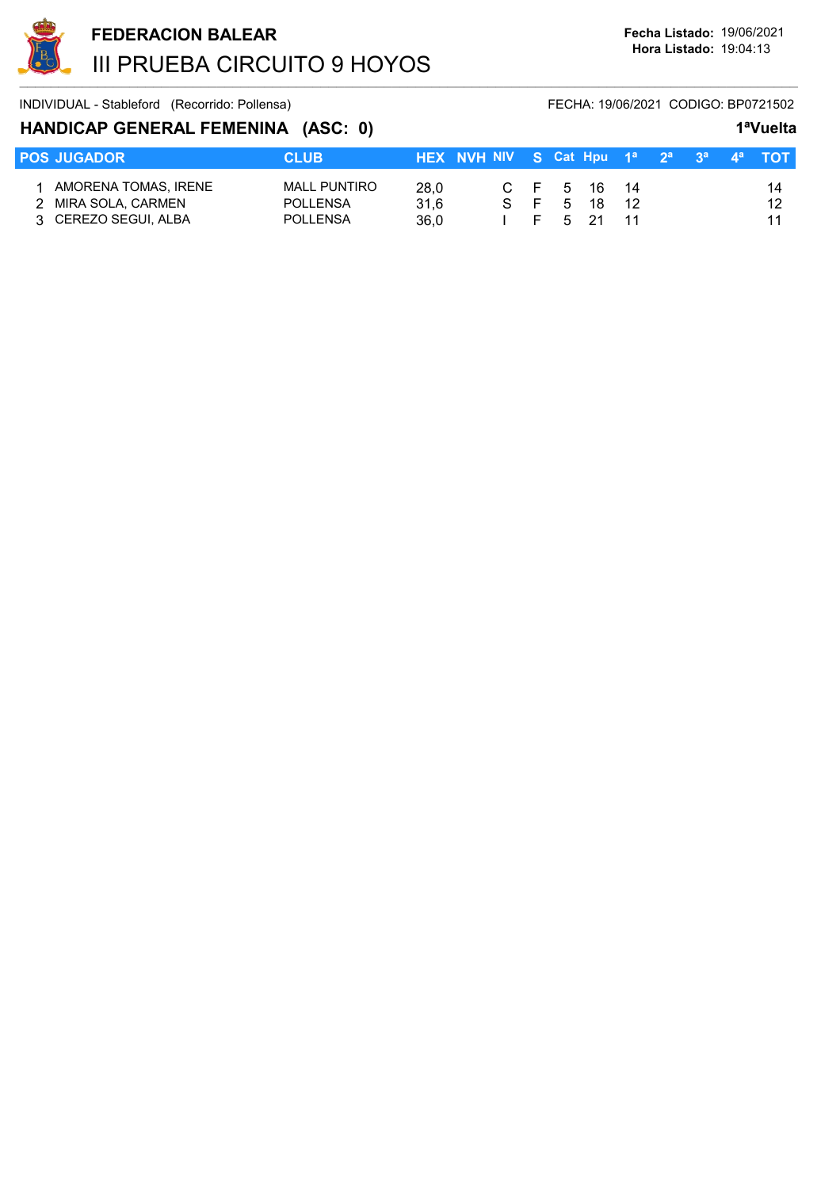# FEDERACION BALEAR

## III PRUEBA CIRCUITO 9 HOYOS

**Fecha Listado:** 19/06/2021
**Hora Listado:** 19:04:13

INDIVIDUAL - Stableford (Recorrido: Pollensa)

FECHA: 19/06/2021 CODIGO: BP0721502

### HANDICAP GENERAL FEMENINA (ASC: 0)

**1ªVuelta**

| POS | JUGADOR | CLUB | HEX | NVH | NIV | S | Cat | Hpu | 1ª | 2ª | 3ª | 4ª | TOT |
|---|---|---|---|---|---|---|---|---|---|---|---|---|---|
| 1 | AMORENA TOMAS, IRENE | MALL PUNTIRO | 28,0 | | C | F | 5 | 16 | 14 | | | | 14 |
| 2 | MIRA SOLA, CARMEN | POLLENSA | 31,6 | | S | F | 5 | 18 | 12 | | | | 12 |
| 3 | CEREZO SEGUI, ALBA | POLLENSA | 36,0 | | I | F | 5 | 21 | 11 | | | | 11 |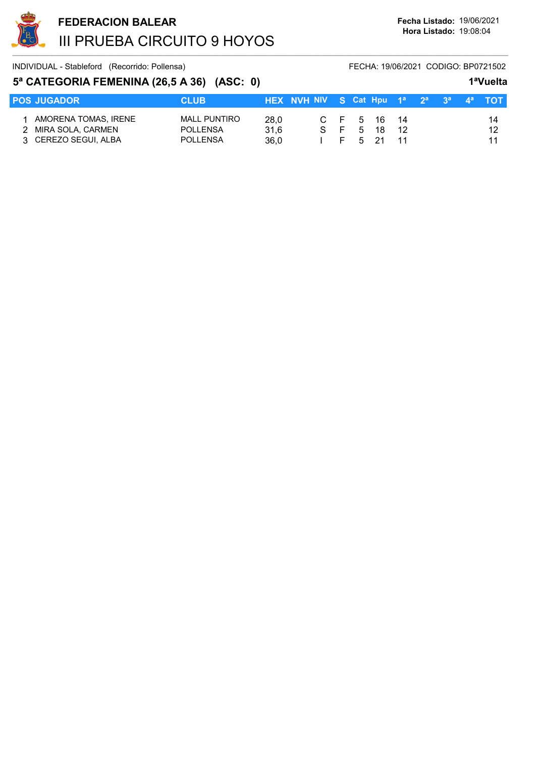**FEDERACION BALEAR**

# III PRUEBA CIRCUITO 9 HOYOS

**Fecha Listado:** 19/06/2021
**Hora Listado:** 19:08:04

INDIVIDUAL - Stableford (Recorrido: Pollensa) FECHA: 19/06/2021 CODIGO: BP0721502

## 5ª CATEGORIA FEMENINA (26,5 A 36) (ASC: 0) 1ªVuelta

| POS | JUGADOR | CLUB | HEX | NVH | NIV | S | Cat | Hpu | 1ª | 2ª | 3ª | 4ª | TOT |
|---|---|---|---|---|---|---|---|---|---|---|---|---|---|
| 1 | AMORENA TOMAS, IRENE | MALL PUNTIRO | 28,0 | | C | F | 5 | 16 | 14 | | | | 14 |
| 2 | MIRA SOLA, CARMEN | POLLENSA | 31,6 | | S | F | 5 | 18 | 12 | | | | 12 |
| 3 | CEREZO SEGUI, ALBA | POLLENSA | 36,0 | | I | F | 5 | 21 | 11 | | | | 11 |